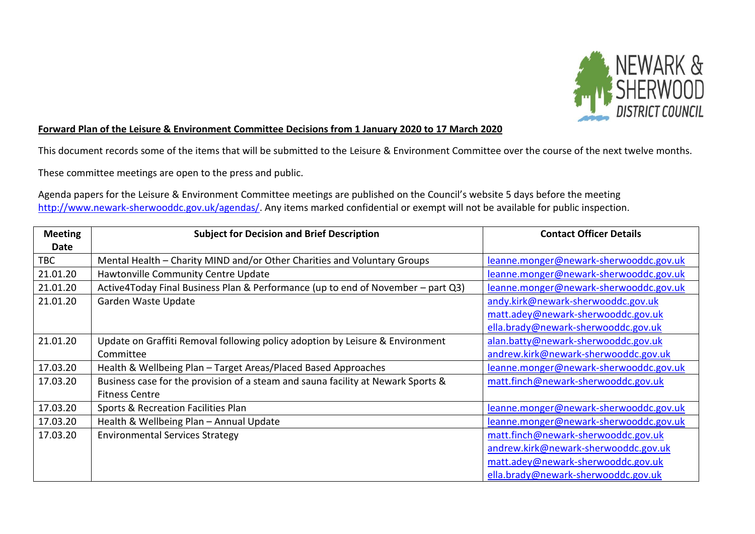**Forward Plan of the Leisure & Environment Committee Decisions from 1 January 2020 to 17 March 2020**

This document records some of the items that will be submitted to the Leisure & Environment Committee over the course of the next twelve months.

These committee meetings are open to the press and public.

Agenda papers for the Leisure & Environment Committee meetings are published on the Council's website 5 days before the meeting http://www.newark-sherwooddc.gov.uk/agendas/. Any items marked confidential or exempt will not be available for public inspection.

| Meeting Date | Subject for Decision and Brief Description | Contact Officer Details |
|---|---|---|
| TBC | Mental Health – Charity MIND and/or Other Charities and Voluntary Groups | leanne.monger@newark-sherwooddc.gov.uk |
| 21.01.20 | Hawtonville Community Centre Update | leanne.monger@newark-sherwooddc.gov.uk |
| 21.01.20 | Active4Today Final Business Plan & Performance (up to end of November – part Q3) | leanne.monger@newark-sherwooddc.gov.uk |
| 21.01.20 | Garden Waste Update | andy.kirk@newark-sherwooddc.gov.uk<br>matt.adey@newark-sherwooddc.gov.uk<br>ella.brady@newark-sherwooddc.gov.uk |
| 21.01.20 | Update on Graffiti Removal following policy adoption by Leisure & Environment Committee | alan.batty@newark-sherwooddc.gov.uk<br>andrew.kirk@newark-sherwooddc.gov.uk |
| 17.03.20 | Health & Wellbeing Plan – Target Areas/Placed Based Approaches | leanne.monger@newark-sherwooddc.gov.uk |
| 17.03.20 | Business case for the provision of a steam and sauna facility at Newark Sports & Fitness Centre | matt.finch@newark-sherwooddc.gov.uk |
| 17.03.20 | Sports & Recreation Facilities Plan | leanne.monger@newark-sherwooddc.gov.uk |
| 17.03.20 | Health & Wellbeing Plan – Annual Update | leanne.monger@newark-sherwooddc.gov.uk |
| 17.03.20 | Environmental Services Strategy | matt.finch@newark-sherwooddc.gov.uk<br>andrew.kirk@newark-sherwooddc.gov.uk<br>matt.adey@newark-sherwooddc.gov.uk<br>ella.brady@newark-sherwooddc.gov.uk |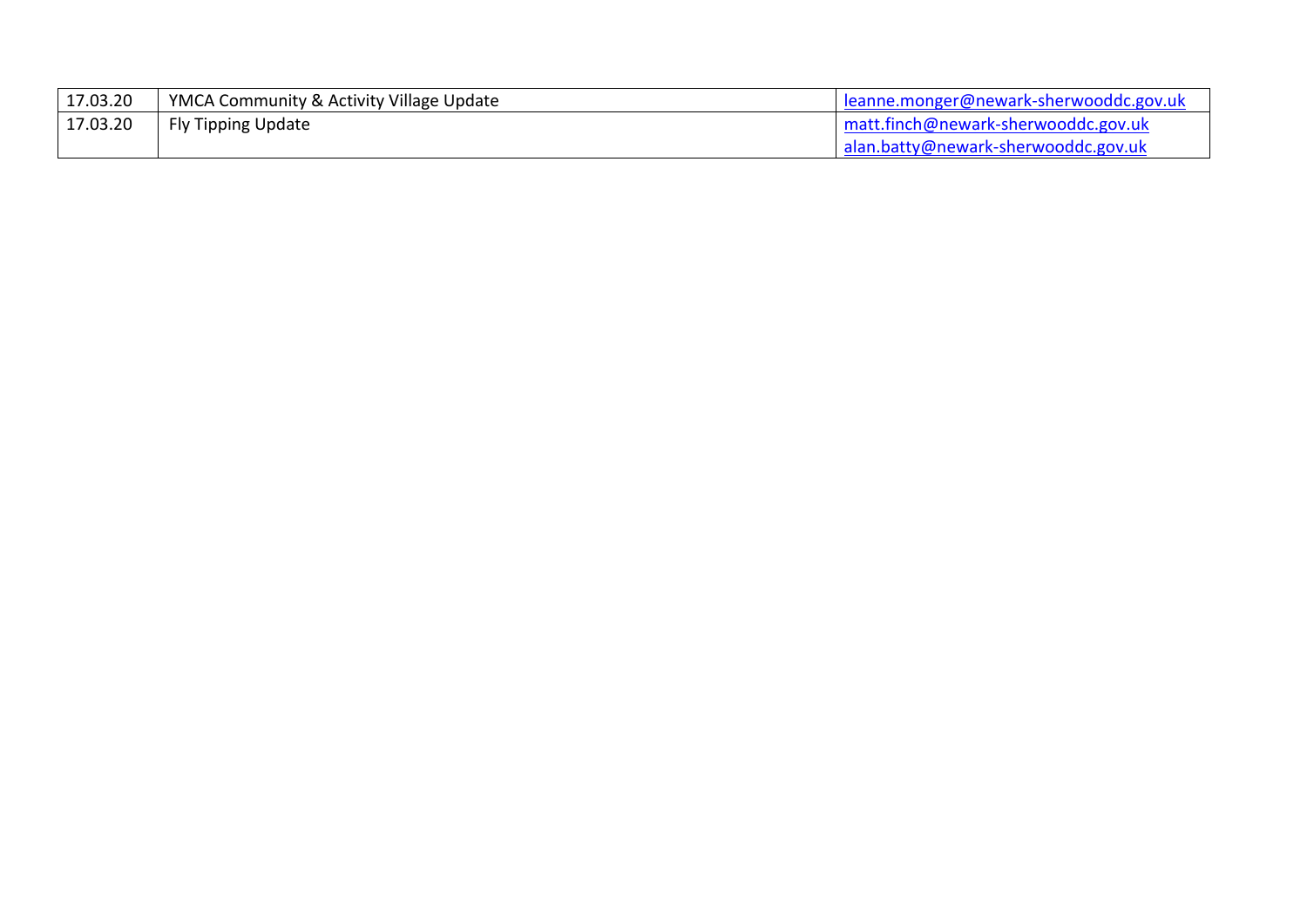| | | |
|---|---|---|
| 17.03.20 | YMCA Community & Activity Village Update | leanne.monger@newark-sherwooddc.gov.uk |
| 17.03.20 | Fly Tipping Update | matt.finch@newark-sherwooddc.gov.uk<br>alan.batty@newark-sherwooddc.gov.uk |